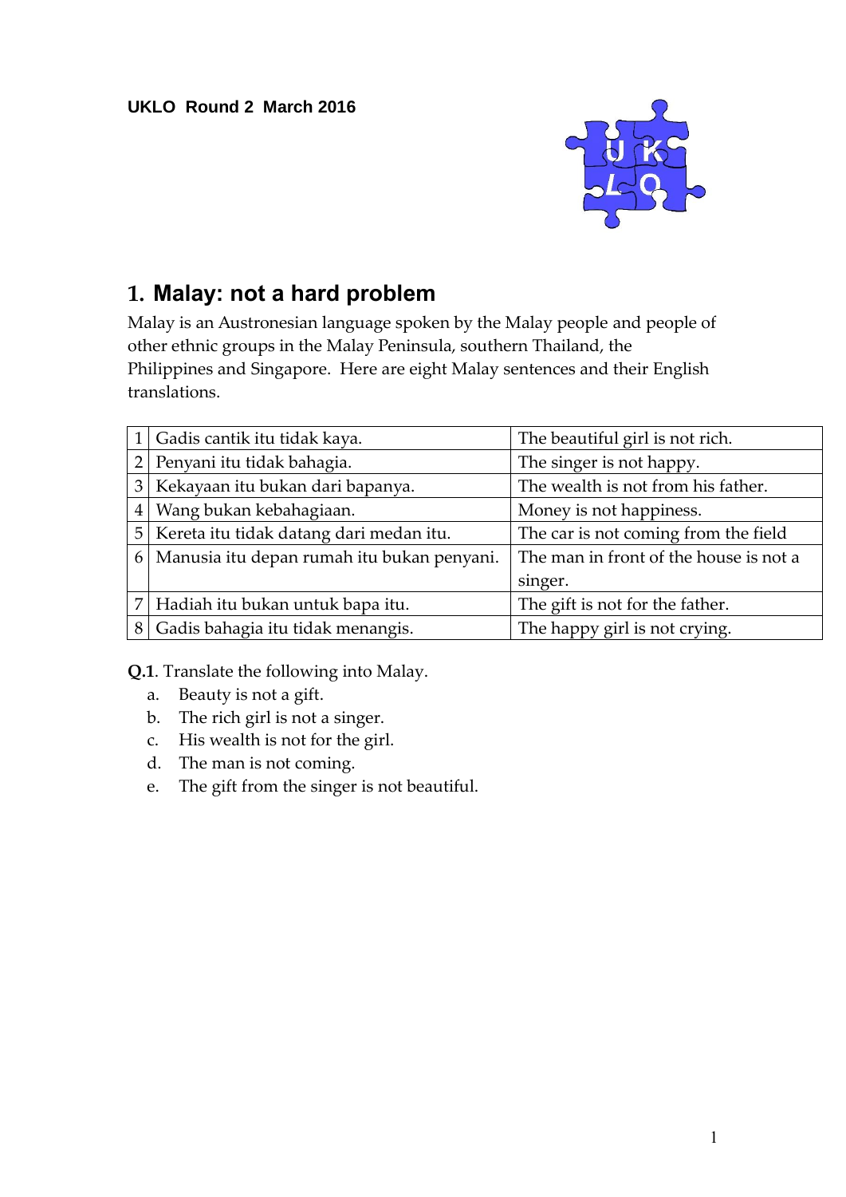UKLO Round 2 March 2016

# 1. Malay: not a hard problem

Malay is an Austronesian language spoken by the Malay people and people of other ethnic groups in the Malay Peninsula, southern Thailand, the Philippines and Singapore. Here are eight Malay sentences and their English translations.

| | | |
|---|---|---|
| 1 | Gadis cantik itu tidak kaya. | The beautiful girl is not rich. |
| 2 | Penyani itu tidak bahagia. | The singer is not happy. |
| 3 | Kekayaan itu bukan dari bapanya. | The wealth is not from his father. |
| 4 | Wang bukan kebahagiaan. | Money is not happiness. |
| 5 | Kereta itu tidak datang dari medan itu. | The car is not coming from the field |
| 6 | Manusia itu depan rumah itu bukan penyani. | The man in front of the house is not a singer. |
| 7 | Hadiah itu bukan untuk bapa itu. | The gift is not for the father. |
| 8 | Gadis bahagia itu tidak menangis. | The happy girl is not crying. |

**Q.1**. Translate the following into Malay.

a. Beauty is not a gift.
b. The rich girl is not a singer.
c. His wealth is not for the girl.
d. The man is not coming.
e. The gift from the singer is not beautiful.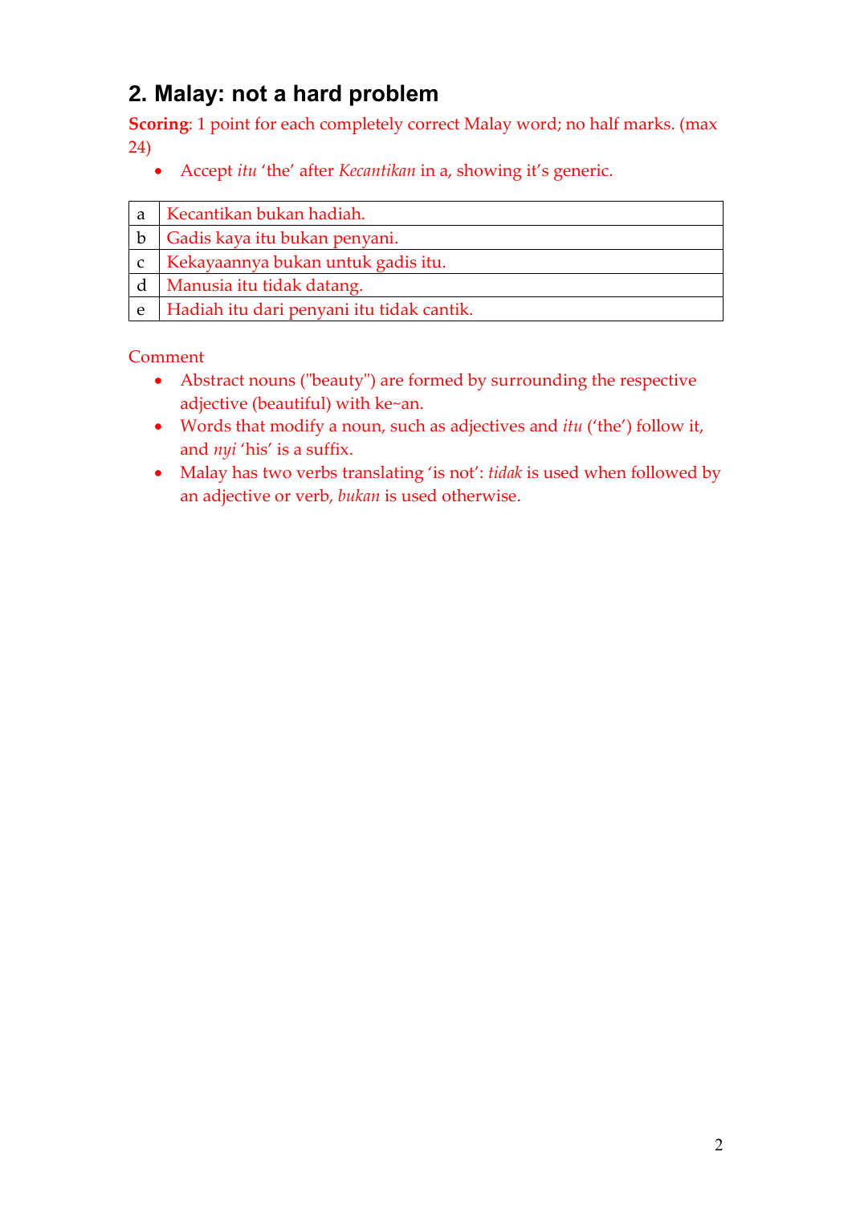## 2. Malay: not a hard problem

**Scoring**: 1 point for each completely correct Malay word; no half marks. (max 24)

- Accept *itu* 'the' after *Kecantikan* in a, showing it's generic.

| | |
|---|---|
| a | Kecantikan bukan hadiah. |
| b | Gadis kaya itu bukan penyani. |
| c | Kekayaannya bukan untuk gadis itu. |
| d | Manusia itu tidak datang. |
| e | Hadiah itu dari penyani itu tidak cantik. |

Comment

- Abstract nouns ("beauty") are formed by surrounding the respective adjective (beautiful) with ke~an.
- Words that modify a noun, such as adjectives and *itu* ('the') follow it, and *nyi* 'his' is a suffix.
- Malay has two verbs translating 'is not': *tidak* is used when followed by an adjective or verb, *bukan* is used otherwise.